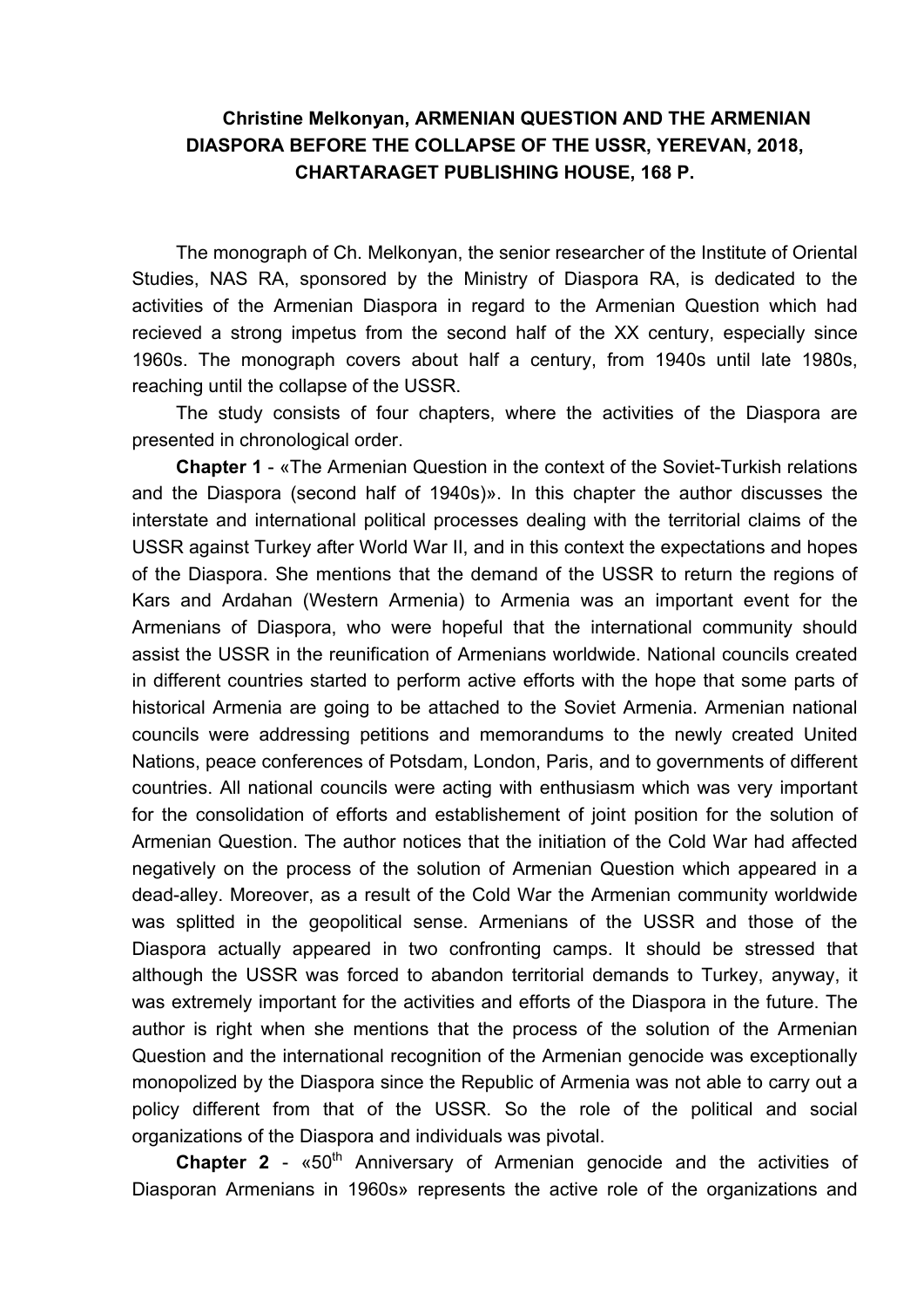**Christine Melkonyan, ARMENIAN QUESTION AND THE ARMENIAN DIASPORA BEFORE THE COLLAPSE OF THE USSR, YEREVAN, 2018, CHARTARAGET PUBLISHING HOUSE, 168 P.**

The monograph of Ch. Melkonyan, the senior researcher of the Institute of Oriental Studies, NAS RA, sponsored by the Ministry of Diaspora RA, is dedicated to the activities of the Armenian Diaspora in regard to the Armenian Question which had recieved a strong impetus from the second half of the XX century, especially since 1960s. The monograph covers about half a century, from 1940s until late 1980s, reaching until the collapse of the USSR.

The study consists of four chapters, where the activities of the Diaspora are presented in chronological order.

**Chapter 1** - «The Armenian Question in the context of the Soviet-Turkish relations and the Diaspora (second half of 1940s)». In this chapter the author discusses the interstate and international political processes dealing with the territorial claims of the USSR against Turkey after World War II, and in this context the expectations and hopes of the Diaspora. She mentions that the demand of the USSR to return the regions of Kars and Ardahan (Western Armenia) to Armenia was an important event for the Armenians of Diaspora, who were hopeful that the international community should assist the USSR in the reunification of Armenians worldwide. National councils created in different countries started to perform active efforts with the hope that some parts of historical Armenia are going to be attached to the Soviet Armenia. Armenian national councils were addressing petitions and memorandums to the newly created United Nations, peace conferences of Potsdam, London, Paris, and to governments of different countries. All national councils were acting with enthusiasm which was very important for the consolidation of efforts and establishement of joint position for the solution of Armenian Question. The author notices that the initiation of the Cold War had affected negatively on the process of the solution of Armenian Question which appeared in a dead-alley. Moreover, as a result of the Cold War the Armenian community worldwide was splitted in the geopolitical sense. Armenians of the USSR and those of the Diaspora actually appeared in two confronting camps. It should be stressed that although the USSR was forced to abandon territorial demands to Turkey, anyway, it was extremely important for the activities and efforts of the Diaspora in the future. The author is right when she mentions that the process of the solution of the Armenian Question and the international recognition of the Armenian genocide was exceptionally monopolized by the Diaspora since the Republic of Armenia was not able to carry out a policy different from that of the USSR. So the role of the political and social organizations of the Diaspora and individuals was pivotal.

**Chapter 2** - «50th Anniversary of Armenian genocide and the activities of Diasporan Armenians in 1960s» represents the active role of the organizations and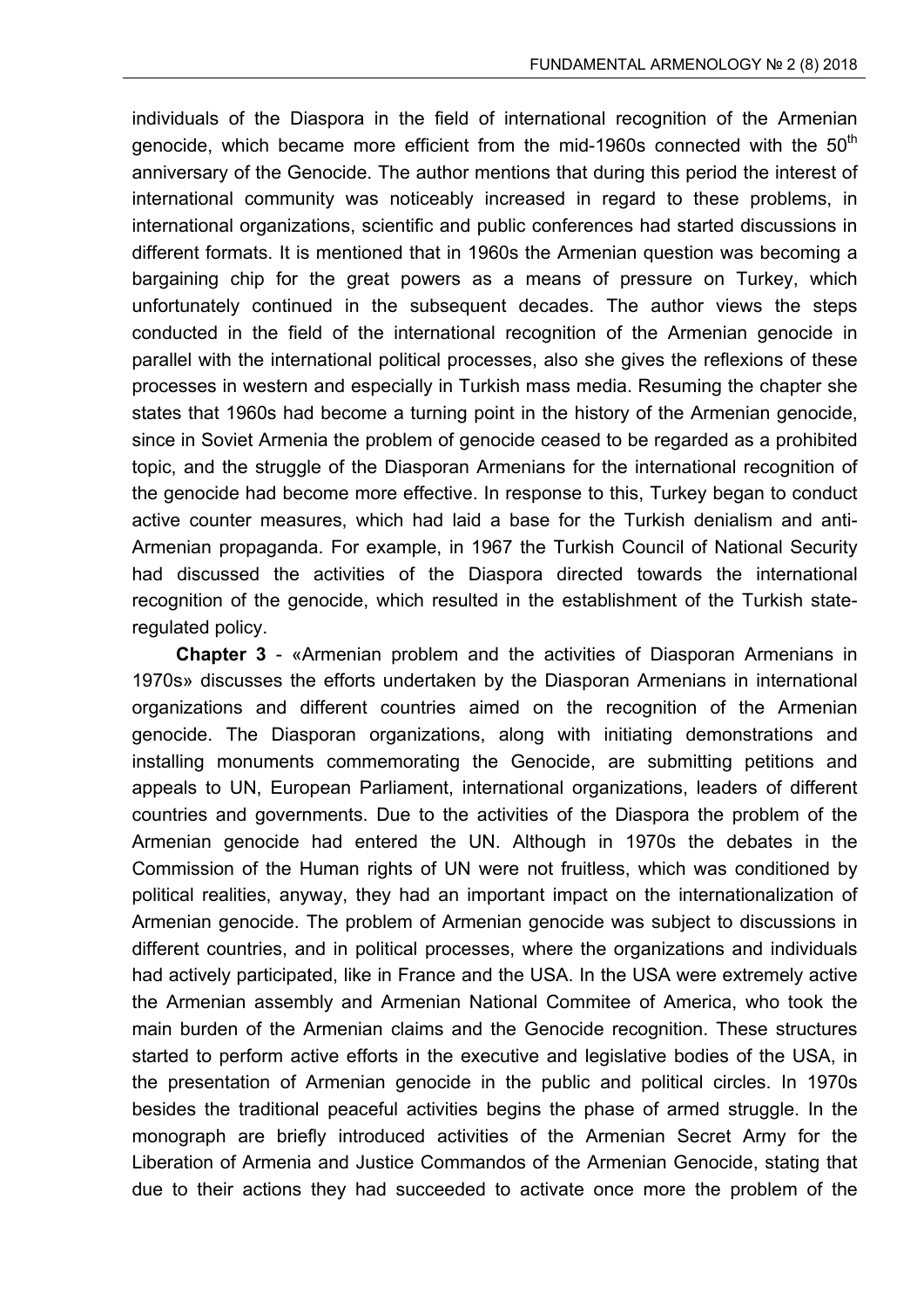individuals of the Diaspora in the field of international recognition of the Armenian genocide, which became more efficient from the mid-1960s connected with the 50$^{th}$ anniversary of the Genocide. The author mentions that during this period the interest of international community was noticeably increased in regard to these problems, in international organizations, scientific and public conferences had started discussions in different formats. It is mentioned that in 1960s the Armenian question was becoming a bargaining chip for the great powers as a means of pressure on Turkey, which unfortunately continued in the subsequent decades. The author views the steps conducted in the field of the international recognition of the Armenian genocide in parallel with the international political processes, also she gives the reflexions of these processes in western and especially in Turkish mass media. Resuming the chapter she states that 1960s had become a turning point in the history of the Armenian genocide, since in Soviet Armenia the problem of genocide ceased to be regarded as a prohibited topic, and the struggle of the Diasporan Armenians for the international recognition of the genocide had become more effective. In response to this, Turkey began to conduct active counter measures, which had laid a base for the Turkish denialism and anti-Armenian propaganda. For example, in 1967 the Turkish Council of National Security had discussed the activities of the Diaspora directed towards the international recognition of the genocide, which resulted in the establishment of the Turkish state-regulated policy.

**Chapter 3** - «Armenian problem and the activities of Diasporan Armenians in 1970s» discusses the efforts undertaken by the Diasporan Armenians in international organizations and different countries aimed on the recognition of the Armenian genocide. The Diasporan organizations, along with initiating demonstrations and installing monuments commemorating the Genocide, are submitting petitions and appeals to UN, European Parliament, international organizations, leaders of different countries and governments. Due to the activities of the Diaspora the problem of the Armenian genocide had entered the UN. Although in 1970s the debates in the Commission of the Human rights of UN were not fruitless, which was conditioned by political realities, anyway, they had an important impact on the internationalization of Armenian genocide. The problem of Armenian genocide was subject to discussions in different countries, and in political processes, where the organizations and individuals had actively participated, like in France and the USA. In the USA were extremely active the Armenian assembly and Armenian National Commitee of America, who took the main burden of the Armenian claims and the Genocide recognition. These structures started to perform active efforts in the executive and legislative bodies of the USA, in the presentation of Armenian genocide in the public and political circles. In 1970s besides the traditional peaceful activities begins the phase of armed struggle. In the monograph are briefly introduced activities of the Armenian Secret Army for the Liberation of Armenia and Justice Commandos of the Armenian Genocide, stating that due to their actions they had succeeded to activate once more the problem of the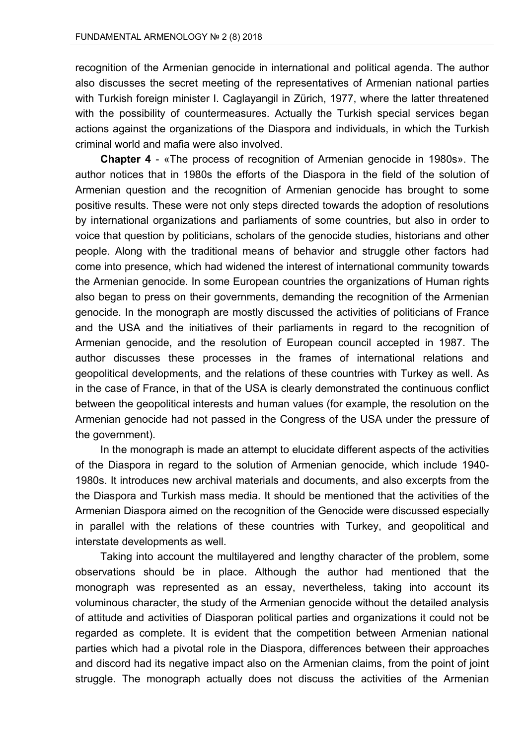recognition of the Armenian genocide in international and political agenda. The author also discusses the secret meeting of the representatives of Armenian national parties with Turkish foreign minister I. Caglayangil in Zürich, 1977, where the latter threatened with the possibility of countermeasures. Actually the Turkish special services began actions against the organizations of the Diaspora and individuals, in which the Turkish criminal world and mafia were also involved.

**Chapter 4** - «The process of recognition of Armenian genocide in 1980s». The author notices that in 1980s the efforts of the Diaspora in the field of the solution of Armenian question and the recognition of Armenian genocide has brought to some positive results. These were not only steps directed towards the adoption of resolutions by international organizations and parliaments of some countries, but also in order to voice that question by politicians, scholars of the genocide studies, historians and other people. Along with the traditional means of behavior and struggle other factors had come into presence, which had widened the interest of international community towards the Armenian genocide. In some European countries the organizations of Human rights also began to press on their governments, demanding the recognition of the Armenian genocide. In the monograph are mostly discussed the activities of politicians of France and the USA and the initiatives of their parliaments in regard to the recognition of Armenian genocide, and the resolution of European council accepted in 1987. The author discusses these processes in the frames of international relations and geopolitical developments, and the relations of these countries with Turkey as well. As in the case of France, in that of the USA is clearly demonstrated the continuous conflict between the geopolitical interests and human values (for example, the resolution on the Armenian genocide had not passed in the Congress of the USA under the pressure of the government).

In the monograph is made an attempt to elucidate different aspects of the activities of the Diaspora in regard to the solution of Armenian genocide, which include 1940-1980s. It introduces new archival materials and documents, and also excerpts from the the Diaspora and Turkish mass media. It should be mentioned that the activities of the Armenian Diaspora aimed on the recognition of the Genocide were discussed especially in parallel with the relations of these countries with Turkey, and geopolitical and interstate developments as well.

Taking into account the multilayered and lengthy character of the problem, some observations should be in place. Although the author had mentioned that the monograph was represented as an essay, nevertheless, taking into account its voluminous character, the study of the Armenian genocide without the detailed analysis of attitude and activities of Diasporan political parties and organizations it could not be regarded as complete. It is evident that the competition between Armenian national parties which had a pivotal role in the Diaspora, differences between their approaches and discord had its negative impact also on the Armenian claims, from the point of joint struggle. The monograph actually does not discuss the activities of the Armenian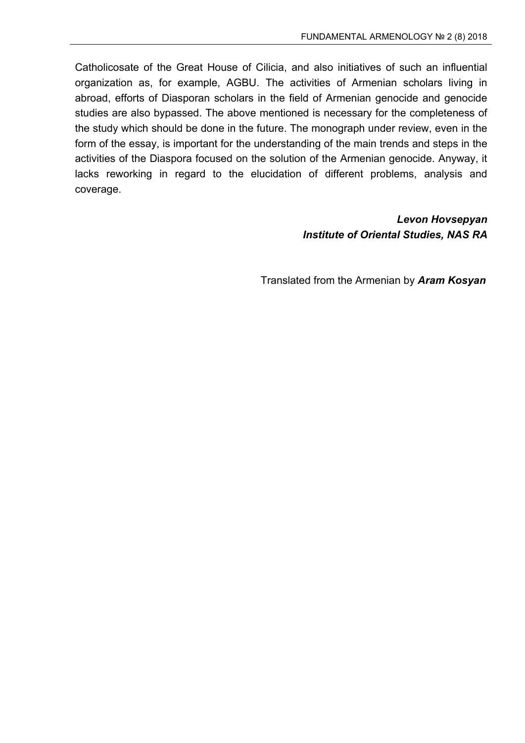Catholicosate of the Great House of Cilicia, and also initiatives of such an influential organization as, for example, AGBU. The activities of Armenian scholars living in abroad, efforts of Diasporan scholars in the field of Armenian genocide and genocide studies are also bypassed. The above mentioned is necessary for the completeness of the study which should be done in the future. The monograph under review, even in the form of the essay, is important for the understanding of the main trends and steps in the activities of the Diaspora focused on the solution of the Armenian genocide. Anyway, it lacks reworking in regard to the elucidation of different problems, analysis and coverage.

***Levon Hovsepyan***
***Institute of Oriental Studies, NAS RA***

Translated from the Armenian by ***Aram Kosyan***